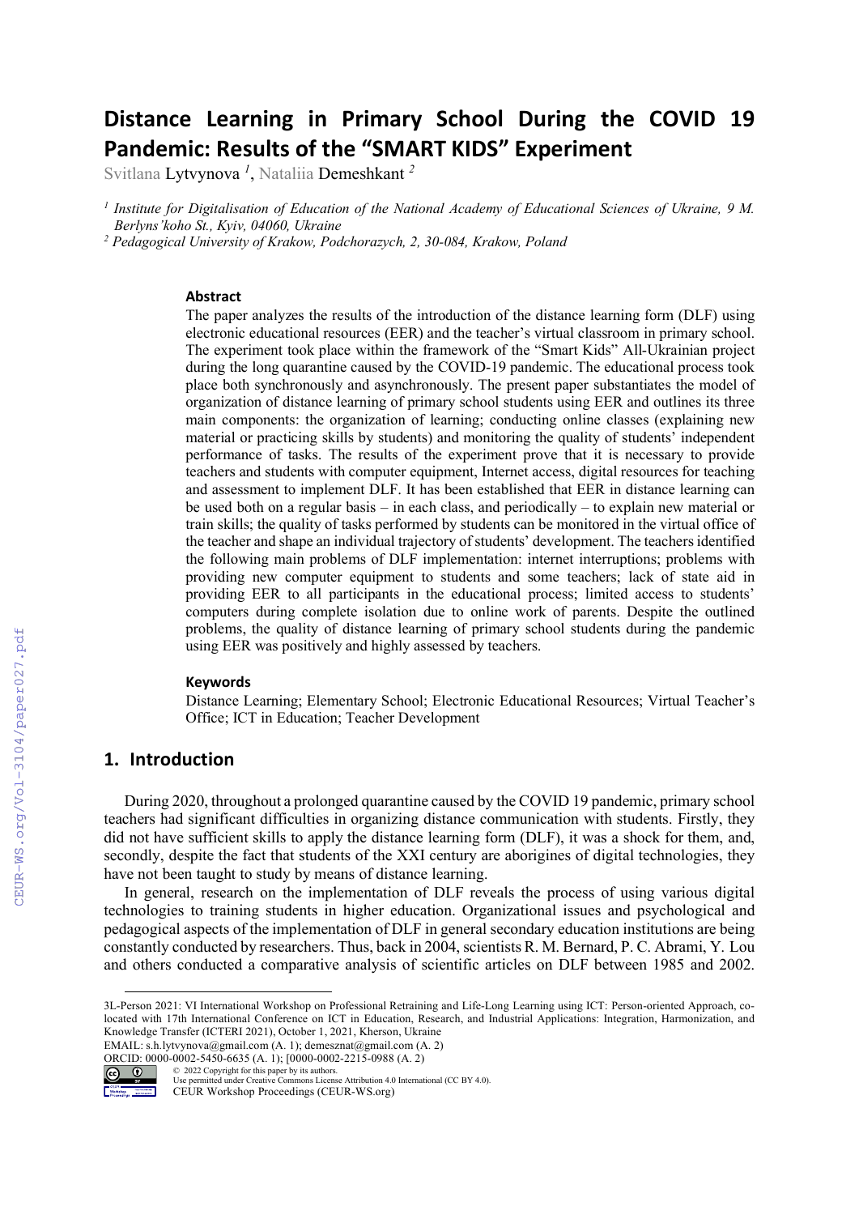# Distance Learning in Primary School During the COVID 19 Pandemic: Results of the "SMART KIDS" Experiment

Svitlana Lytvynova [1], Nataliia Demeshkant [2]

[1] *Institute for Digitalisation of Education of the National Academy of Educational Sciences of Ukraine, 9 M. Berlyns'koho St., Kyiv, 04060, Ukraine*

[2] *Pedagogical University of Krakow, Podchorazych, 2, 30-084, Krakow, Poland*

### Abstract

The paper analyzes the results of the introduction of the distance learning form (DLF) using electronic educational resources (EER) and the teacher's virtual classroom in primary school. The experiment took place within the framework of the "Smart Kids" All-Ukrainian project during the long quarantine caused by the COVID-19 pandemic. The educational process took place both synchronously and asynchronously. The present paper substantiates the model of organization of distance learning of primary school students using EER and outlines its three main components: the organization of learning; conducting online classes (explaining new material or practicing skills by students) and monitoring the quality of students' independent performance of tasks. The results of the experiment prove that it is necessary to provide teachers and students with computer equipment, Internet access, digital resources for teaching and assessment to implement DLF. It has been established that EER in distance learning can be used both on a regular basis – in each class, and periodically – to explain new material or train skills; the quality of tasks performed by students can be monitored in the virtual office of the teacher and shape an individual trajectory of students' development. The teachers identified the following main problems of DLF implementation: internet interruptions; problems with providing new computer equipment to students and some teachers; lack of state aid in providing EER to all participants in the educational process; limited access to students' computers during complete isolation due to online work of parents. Despite the outlined problems, the quality of distance learning of primary school students during the pandemic using EER was positively and highly assessed by teachers.

### Keywords

Distance Learning; Elementary School; Electronic Educational Resources; Virtual Teacher's Office; ICT in Education; Teacher Development

## 1. Introduction

During 2020, throughout a prolonged quarantine caused by the COVID 19 pandemic, primary school teachers had significant difficulties in organizing distance communication with students. Firstly, they did not have sufficient skills to apply the distance learning form (DLF), it was a shock for them, and, secondly, despite the fact that students of the XXI century are aborigines of digital technologies, they have not been taught to study by means of distance learning.

In general, research on the implementation of DLF reveals the process of using various digital technologies to training students in higher education. Organizational issues and psychological and pedagogical aspects of the implementation of DLF in general secondary education institutions are being constantly conducted by researchers. Thus, back in 2004, scientists R. M. Bernard, P. C. Abrami, Y. Lou and others conducted a comparative analysis of scientific articles on DLF between 1985 and 2002.

---

3L-Person 2021: VI International Workshop on Professional Retraining and Life-Long Learning using ICT: Person-oriented Approach, co-located with 17th International Conference on ICT in Education, Research, and Industrial Applications: Integration, Harmonization, and Knowledge Transfer (ICTERI 2021), October 1, 2021, Kherson, Ukraine

EMAIL: s.h.lytvynova@gmail.com (A. 1); demesznat@gmail.com (A. 2)

ORCID: 0000-0002-5450-6635 (A. 1); [0000-0002-2215-0988 (A. 2)

© 2022 Copyright for this paper by its authors.
Use permitted under Creative Commons License Attribution 4.0 International (CC BY 4.0).
CEUR Workshop Proceedings (CEUR-WS.org)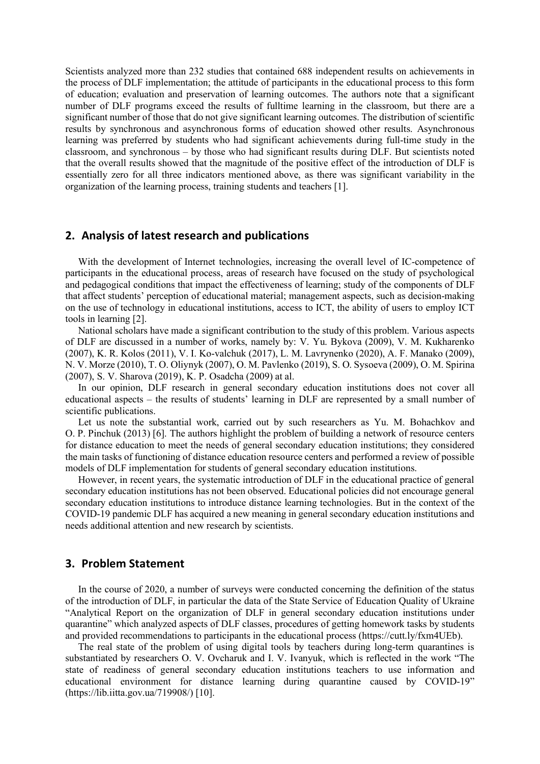Scientists analyzed more than 232 studies that contained 688 independent results on achievements in the process of DLF implementation; the attitude of participants in the educational process to this form of education; evaluation and preservation of learning outcomes. The authors note that a significant number of DLF programs exceed the results of fulltime learning in the classroom, but there are a significant number of those that do not give significant learning outcomes. The distribution of scientific results by synchronous and asynchronous forms of education showed other results. Asynchronous learning was preferred by students who had significant achievements during full-time study in the classroom, and synchronous – by those who had significant results during DLF. But scientists noted that the overall results showed that the magnitude of the positive effect of the introduction of DLF is essentially zero for all three indicators mentioned above, as there was significant variability in the organization of the learning process, training students and teachers [1].

## 2. Analysis of latest research and publications

With the development of Internet technologies, increasing the overall level of IC-competence of participants in the educational process, areas of research have focused on the study of psychological and pedagogical conditions that impact the effectiveness of learning; study of the components of DLF that affect students' perception of educational material; management aspects, such as decision-making on the use of technology in educational institutions, access to ICT, the ability of users to employ ICT tools in learning [2].

National scholars have made a significant contribution to the study of this problem. Various aspects of DLF are discussed in a number of works, namely by: V. Yu. Bykova (2009), V. M. Kukharenko (2007), K. R. Kolos (2011), V. I. Ko-valchuk (2017), L. M. Lavrynenko (2020), A. F. Manako (2009), N. V. Morze (2010), T. O. Oliynyk (2007), O. M. Pavlenko (2019), S. O. Sysoeva (2009), O. M. Spirina (2007), S. V. Sharova (2019), K. P. Osadcha (2009) at al.

In our opinion, DLF research in general secondary education institutions does not cover all educational aspects – the results of students' learning in DLF are represented by a small number of scientific publications.

Let us note the substantial work, carried out by such researchers as Yu. M. Bohachkov and O. P. Pinchuk (2013) [6]. The authors highlight the problem of building a network of resource centers for distance education to meet the needs of general secondary education institutions; they considered the main tasks of functioning of distance education resource centers and performed a review of possible models of DLF implementation for students of general secondary education institutions.

However, in recent years, the systematic introduction of DLF in the educational practice of general secondary education institutions has not been observed. Educational policies did not encourage general secondary education institutions to introduce distance learning technologies. But in the context of the COVID-19 pandemic DLF has acquired a new meaning in general secondary education institutions and needs additional attention and new research by scientists.

## 3. Problem Statement

In the course of 2020, a number of surveys were conducted concerning the definition of the status of the introduction of DLF, in particular the data of the State Service of Education Quality of Ukraine "Analytical Report on the organization of DLF in general secondary education institutions under quarantine" which analyzed aspects of DLF classes, procedures of getting homework tasks by students and provided recommendations to participants in the educational process (https://cutt.ly/fxm4UEb).

The real state of the problem of using digital tools by teachers during long-term quarantines is substantiated by researchers O. V. Ovcharuk and I. V. Ivanyuk, which is reflected in the work "The state of readiness of general secondary education institutions teachers to use information and educational environment for distance learning during quarantine caused by COVID-19" (https://lib.iitta.gov.ua/719908/) [10].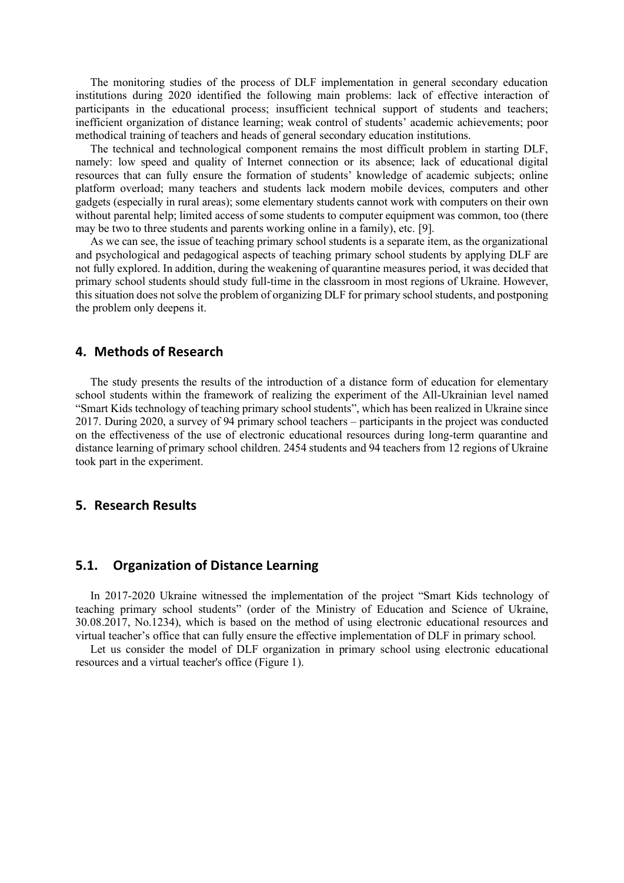The monitoring studies of the process of DLF implementation in general secondary education institutions during 2020 identified the following main problems: lack of effective interaction of participants in the educational process; insufficient technical support of students and teachers; inefficient organization of distance learning; weak control of students' academic achievements; poor methodical training of teachers and heads of general secondary education institutions.

The technical and technological component remains the most difficult problem in starting DLF, namely: low speed and quality of Internet connection or its absence; lack of educational digital resources that can fully ensure the formation of students' knowledge of academic subjects; online platform overload; many teachers and students lack modern mobile devices, computers and other gadgets (especially in rural areas); some elementary students cannot work with computers on their own without parental help; limited access of some students to computer equipment was common, too (there may be two to three students and parents working online in a family), etc. [9].

As we can see, the issue of teaching primary school students is a separate item, as the organizational and psychological and pedagogical aspects of teaching primary school students by applying DLF are not fully explored. In addition, during the weakening of quarantine measures period, it was decided that primary school students should study full-time in the classroom in most regions of Ukraine. However, this situation does not solve the problem of organizing DLF for primary school students, and postponing the problem only deepens it.

## 4. Methods of Research

The study presents the results of the introduction of a distance form of education for elementary school students within the framework of realizing the experiment of the All-Ukrainian level named "Smart Kids technology of teaching primary school students", which has been realized in Ukraine since 2017. During 2020, a survey of 94 primary school teachers – participants in the project was conducted on the effectiveness of the use of electronic educational resources during long-term quarantine and distance learning of primary school children. 2454 students and 94 teachers from 12 regions of Ukraine took part in the experiment.

## 5. Research Results

### 5.1. Organization of Distance Learning

In 2017-2020 Ukraine witnessed the implementation of the project "Smart Kids technology of teaching primary school students" (order of the Ministry of Education and Science of Ukraine, 30.08.2017, No.1234), which is based on the method of using electronic educational resources and virtual teacher's office that can fully ensure the effective implementation of DLF in primary school.

Let us consider the model of DLF organization in primary school using electronic educational resources and a virtual teacher's office (Figure 1).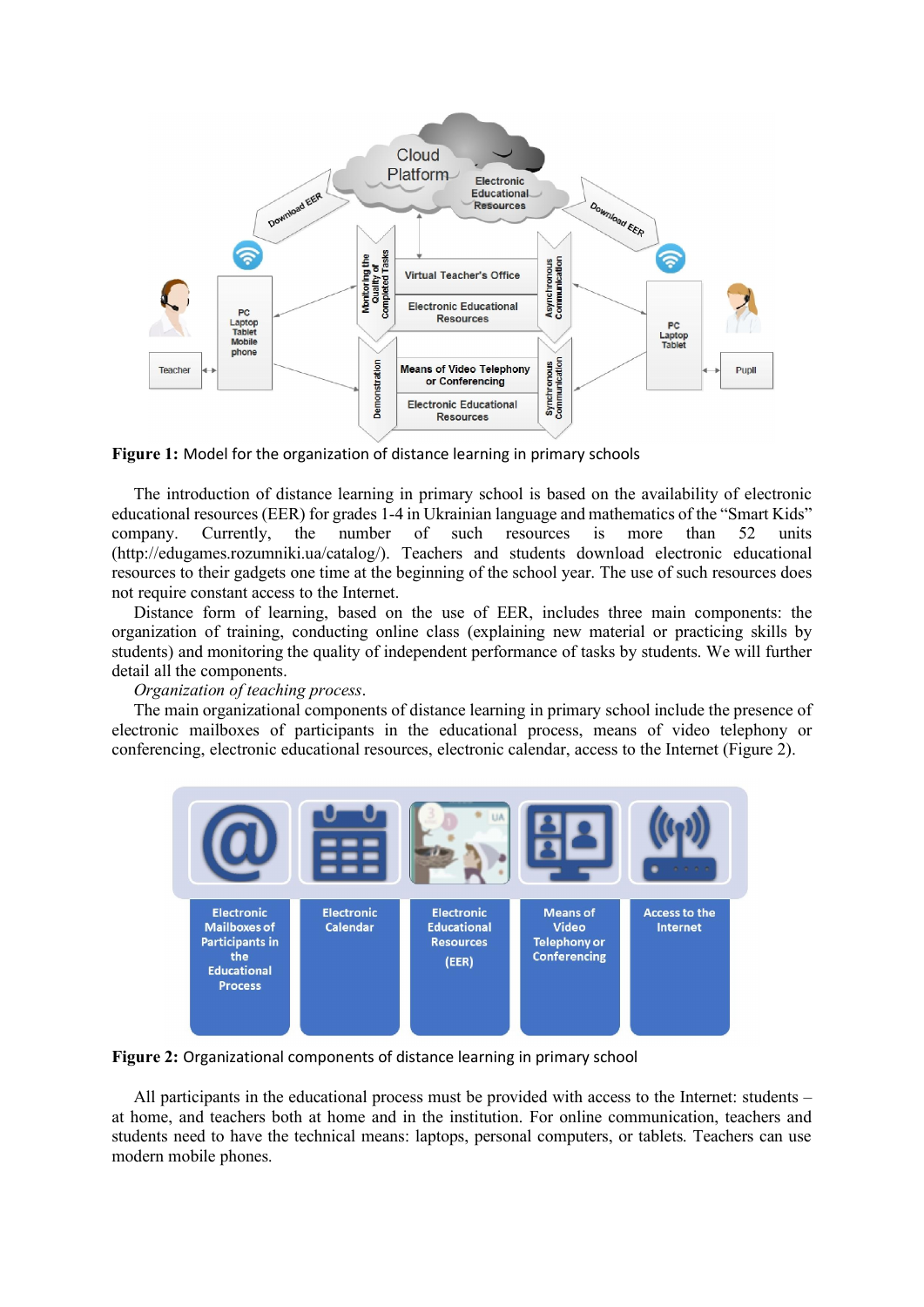**Figure 1:** Model for the organization of distance learning in primary schools

The introduction of distance learning in primary school is based on the availability of electronic educational resources (EER) for grades 1-4 in Ukrainian language and mathematics of the "Smart Kids" company. Currently, the number of such resources is more than 52 units (http://edugames.rozumniki.ua/catalog/). Teachers and students download electronic educational resources to their gadgets one time at the beginning of the school year. The use of such resources does not require constant access to the Internet.

Distance form of learning, based on the use of EER, includes three main components: the organization of training, conducting online class (explaining new material or practicing skills by students) and monitoring the quality of independent performance of tasks by students. We will further detail all the components.

*Organization of teaching process*.

The main organizational components of distance learning in primary school include the presence of electronic mailboxes of participants in the educational process, means of video telephony or conferencing, electronic educational resources, electronic calendar, access to the Internet (Figure 2).

**Figure 2:** Organizational components of distance learning in primary school

All participants in the educational process must be provided with access to the Internet: students – at home, and teachers both at home and in the institution. For online communication, teachers and students need to have the technical means: laptops, personal computers, or tablets. Teachers can use modern mobile phones.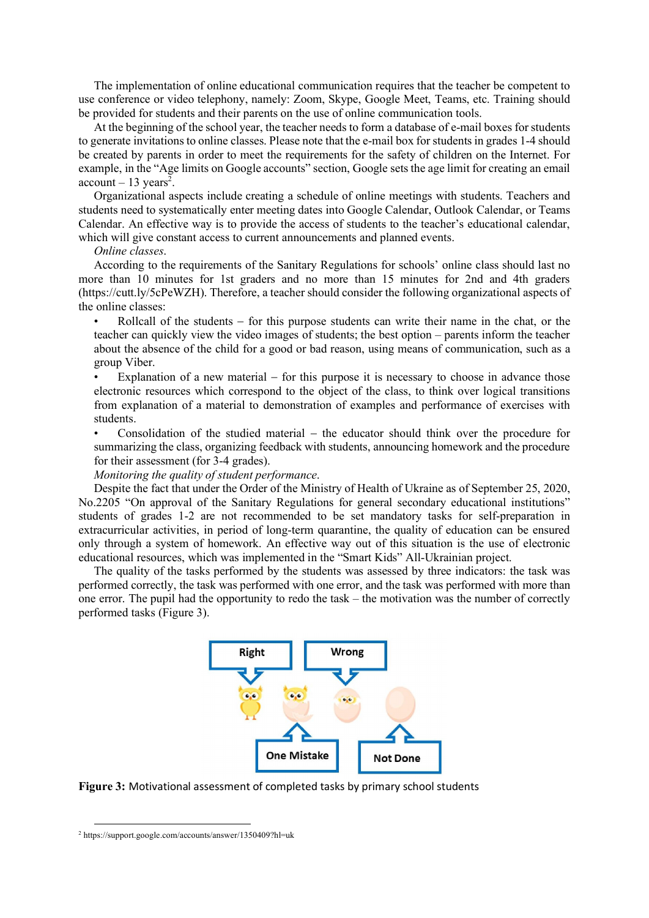The implementation of online educational communication requires that the teacher be competent to use conference or video telephony, namely: Zoom, Skype, Google Meet, Teams, etc. Training should be provided for students and their parents on the use of online communication tools.

At the beginning of the school year, the teacher needs to form a database of e-mail boxes for students to generate invitations to online classes. Please note that the e-mail box for students in grades 1-4 should be created by parents in order to meet the requirements for the safety of children on the Internet. For example, in the "Age limits on Google accounts" section, Google sets the age limit for creating an email account – 13 years[2].

Organizational aspects include creating a schedule of online meetings with students. Teachers and students need to systematically enter meeting dates into Google Calendar, Outlook Calendar, or Teams Calendar. An effective way is to provide the access of students to the teacher's educational calendar, which will give constant access to current announcements and planned events.

*Online classes.*

According to the requirements of the Sanitary Regulations for schools' online class should last no more than 10 minutes for 1st graders and no more than 15 minutes for 2nd and 4th graders (https://cutt.ly/5cPeWZH). Therefore, a teacher should consider the following organizational aspects of the online classes:

- Rollcall of the students – for this purpose students can write their name in the chat, or the teacher can quickly view the video images of students; the best option – parents inform the teacher about the absence of the child for a good or bad reason, using means of communication, such as a group Viber.
- Explanation of a new material – for this purpose it is necessary to choose in advance those electronic resources which correspond to the object of the class, to think over logical transitions from explanation of a material to demonstration of examples and performance of exercises with students.
- Consolidation of the studied material – the educator should think over the procedure for summarizing the class, organizing feedback with students, announcing homework and the procedure for their assessment (for 3-4 grades).

*Monitoring the quality of student performance.*

Despite the fact that under the Order of the Ministry of Health of Ukraine as of September 25, 2020, No.2205 "On approval of the Sanitary Regulations for general secondary educational institutions" students of grades 1-2 are not recommended to be set mandatory tasks for self-preparation in extracurricular activities, in period of long-term quarantine, the quality of education can be ensured only through a system of homework. An effective way out of this situation is the use of electronic educational resources, which was implemented in the "Smart Kids" All-Ukrainian project.

The quality of the tasks performed by the students was assessed by three indicators: the task was performed correctly, the task was performed with one error, and the task was performed with more than one error. The pupil had the opportunity to redo the task – the motivation was the number of correctly performed tasks (Figure 3).

Right | Wrong | One Mistake | Not Done

**Figure 3:** Motivational assessment of completed tasks by primary school students

[2] https://support.google.com/accounts/answer/1350409?hl=uk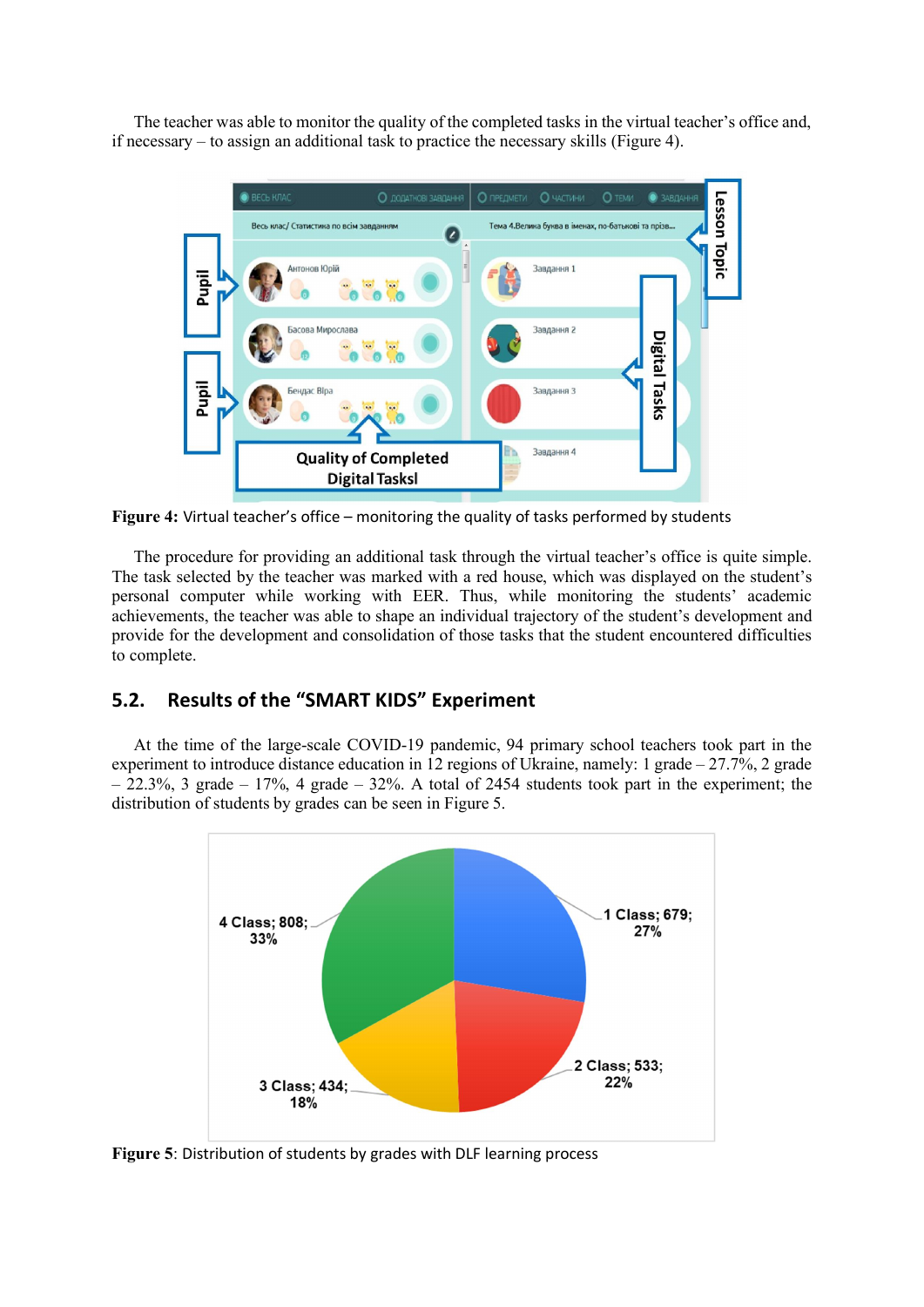The teacher was able to monitor the quality of the completed tasks in the virtual teacher's office and, if necessary – to assign an additional task to practice the necessary skills (Figure 4).

**Figure 4:** Virtual teacher's office – monitoring the quality of tasks performed by students

The procedure for providing an additional task through the virtual teacher's office is quite simple. The task selected by the teacher was marked with a red house, which was displayed on the student's personal computer while working with EER. Thus, while monitoring the students' academic achievements, the teacher was able to shape an individual trajectory of the student's development and provide for the development and consolidation of those tasks that the student encountered difficulties to complete.

## 5.2. Results of the "SMART KIDS" Experiment

At the time of the large-scale COVID-19 pandemic, 94 primary school teachers took part in the experiment to introduce distance education in 12 regions of Ukraine, namely: 1 grade – 27.7%, 2 grade – 22.3%, 3 grade – 17%, 4 grade – 32%. A total of 2454 students took part in the experiment; the distribution of students by grades can be seen in Figure 5.

**Figure 5**: Distribution of students by grades with DLF learning process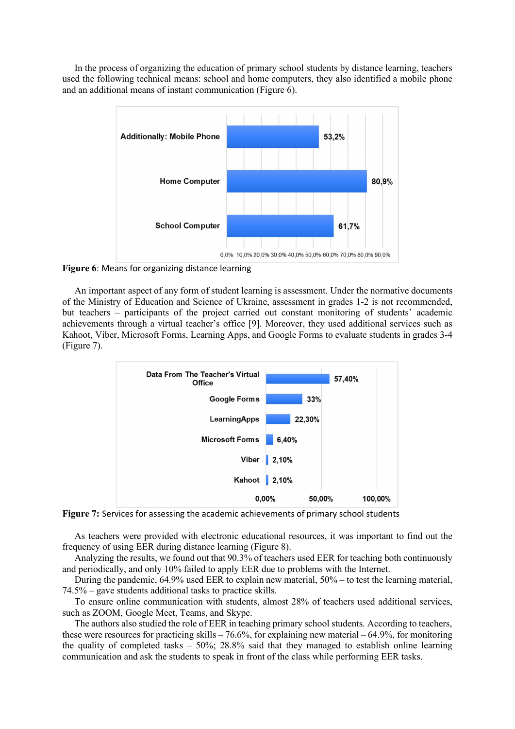In the process of organizing the education of primary school students by distance learning, teachers used the following technical means: school and home computers, they also identified a mobile phone and an additional means of instant communication (Figure 6).

**Figure 6**: Means for organizing distance learning

An important aspect of any form of student learning is assessment. Under the normative documents of the Ministry of Education and Science of Ukraine, assessment in grades 1-2 is not recommended, but teachers – participants of the project carried out constant monitoring of students' academic achievements through a virtual teacher's office [9]. Moreover, they used additional services such as Kahoot, Viber, Microsoft Forms, Learning Apps, and Google Forms to evaluate students in grades 3-4 (Figure 7).

**Figure 7:** Services for assessing the academic achievements of primary school students

As teachers were provided with electronic educational resources, it was important to find out the frequency of using EER during distance learning (Figure 8).

Analyzing the results, we found out that 90.3% of teachers used EER for teaching both continuously and periodically, and only 10% failed to apply EER due to problems with the Internet.

During the pandemic, 64.9% used EER to explain new material, 50% – to test the learning material, 74.5% – gave students additional tasks to practice skills.

To ensure online communication with students, almost 28% of teachers used additional services, such as ZOOM, Google Meet, Teams, and Skype.

The authors also studied the role of EER in teaching primary school students. According to teachers, these were resources for practicing skills – 76.6%, for explaining new material – 64.9%, for monitoring the quality of completed tasks – 50%; 28.8% said that they managed to establish online learning communication and ask the students to speak in front of the class while performing EER tasks.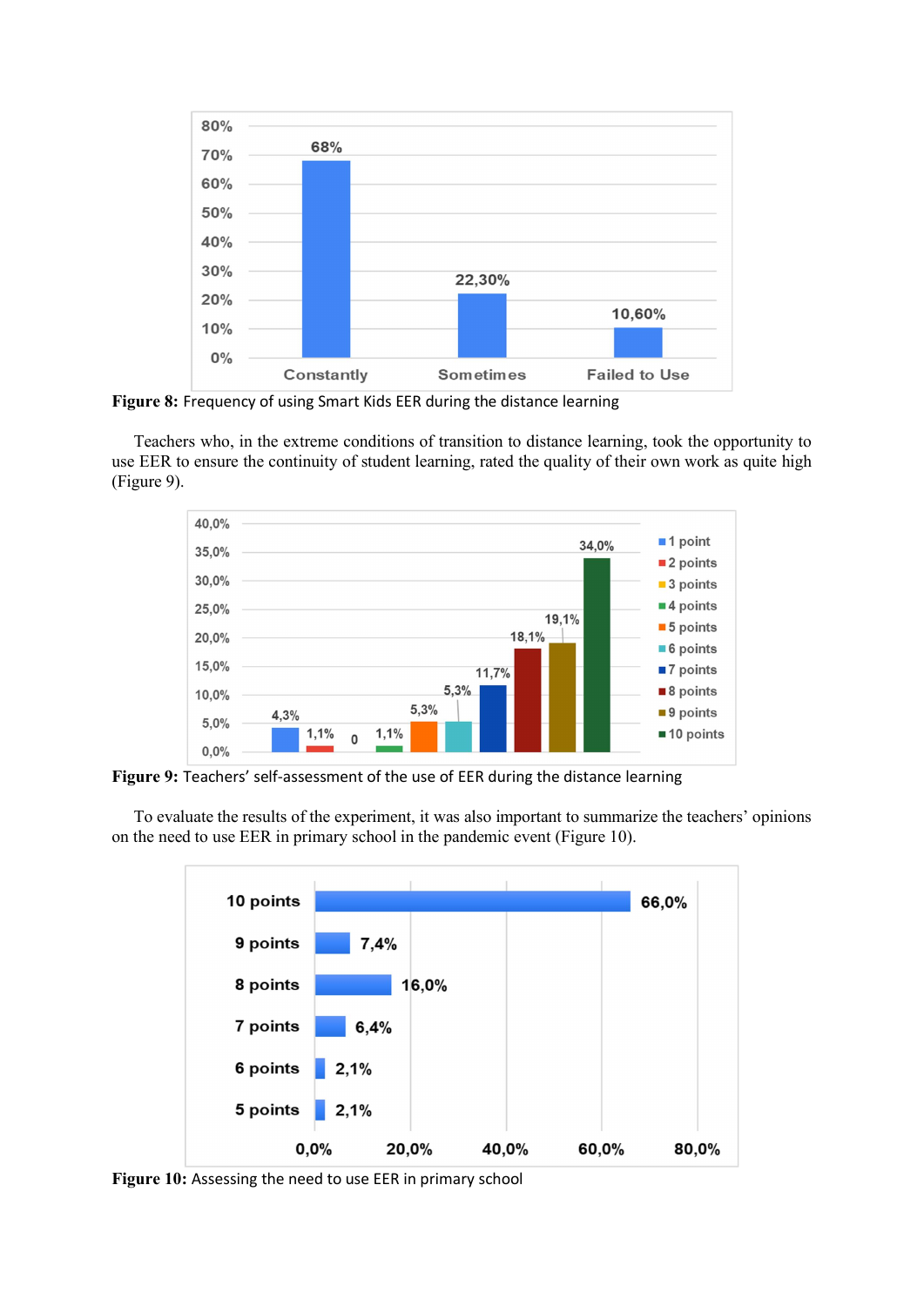**Figure 8:** Frequency of using Smart Kids EER during the distance learning

Teachers who, in the extreme conditions of transition to distance learning, took the opportunity to use EER to ensure the continuity of student learning, rated the quality of their own work as quite high (Figure 9).

**Figure 9:** Teachers' self-assessment of the use of EER during the distance learning

To evaluate the results of the experiment, it was also important to summarize the teachers' opinions on the need to use EER in primary school in the pandemic event (Figure 10).

**Figure 10:** Assessing the need to use EER in primary school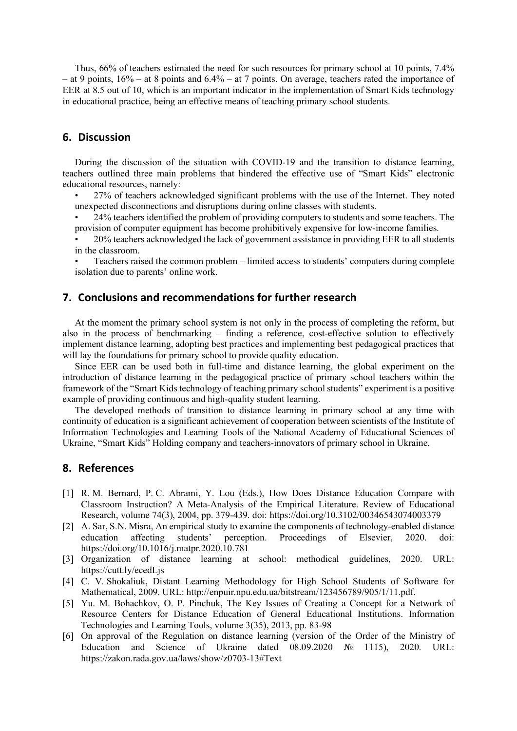Thus, 66% of teachers estimated the need for such resources for primary school at 10 points, 7.4% – at 9 points, 16% – at 8 points and 6.4% – at 7 points. On average, teachers rated the importance of EER at 8.5 out of 10, which is an important indicator in the implementation of Smart Kids technology in educational practice, being an effective means of teaching primary school students.

## 6. Discussion

During the discussion of the situation with COVID-19 and the transition to distance learning, teachers outlined three main problems that hindered the effective use of "Smart Kids" electronic educational resources, namely:

- 27% of teachers acknowledged significant problems with the use of the Internet. They noted unexpected disconnections and disruptions during online classes with students.
- 24% teachers identified the problem of providing computers to students and some teachers. The provision of computer equipment has become prohibitively expensive for low-income families.
- 20% teachers acknowledged the lack of government assistance in providing EER to all students in the classroom.
- Teachers raised the common problem – limited access to students' computers during complete isolation due to parents' online work.

## 7. Conclusions and recommendations for further research

At the moment the primary school system is not only in the process of completing the reform, but also in the process of benchmarking – finding a reference, cost-effective solution to effectively implement distance learning, adopting best practices and implementing best pedagogical practices that will lay the foundations for primary school to provide quality education.

Since EER can be used both in full-time and distance learning, the global experiment on the introduction of distance learning in the pedagogical practice of primary school teachers within the framework of the "Smart Kids technology of teaching primary school students" experiment is a positive example of providing continuous and high-quality student learning.

The developed methods of transition to distance learning in primary school at any time with continuity of education is a significant achievement of cooperation between scientists of the Institute of Information Technologies and Learning Tools of the National Academy of Educational Sciences of Ukraine, "Smart Kids" Holding company and teachers-innovators of primary school in Ukraine.

## 8. References

[1] R. M. Bernard, P. C. Abrami, Y. Lou (Eds.), How Does Distance Education Compare with Classroom Instruction? A Meta-Analysis of the Empirical Literature. Review of Educational Research, volume 74(3), 2004, pp. 379-439. doi: https://doi.org/10.3102/00346543074003379

[2] A. Sar, S.N. Misra, An empirical study to examine the components of technology-enabled distance education affecting students' perception. Proceedings of Elsevier, 2020. doi: https://doi.org/10.1016/j.matpr.2020.10.781

[3] Organization of distance learning at school: methodical guidelines, 2020. URL: https://cutt.ly/ecedLjs

[4] C. V. Shokaliuk, Distant Learning Methodology for High School Students of Software for Mathematical, 2009. URL: http://enpuir.npu.edu.ua/bitstream/123456789/905/1/11.pdf.

[5] Yu. M. Bohachkov, O. P. Pinchuk, The Key Issues of Creating a Concept for a Network of Resource Centers for Distance Education of General Educational Institutions. Information Technologies and Learning Tools, volume 3(35), 2013, pp. 83-98

[6] On approval of the Regulation on distance learning (version of the Order of the Ministry of Education and Science of Ukraine dated 08.09.2020 № 1115), 2020. URL: https://zakon.rada.gov.ua/laws/show/z0703-13#Text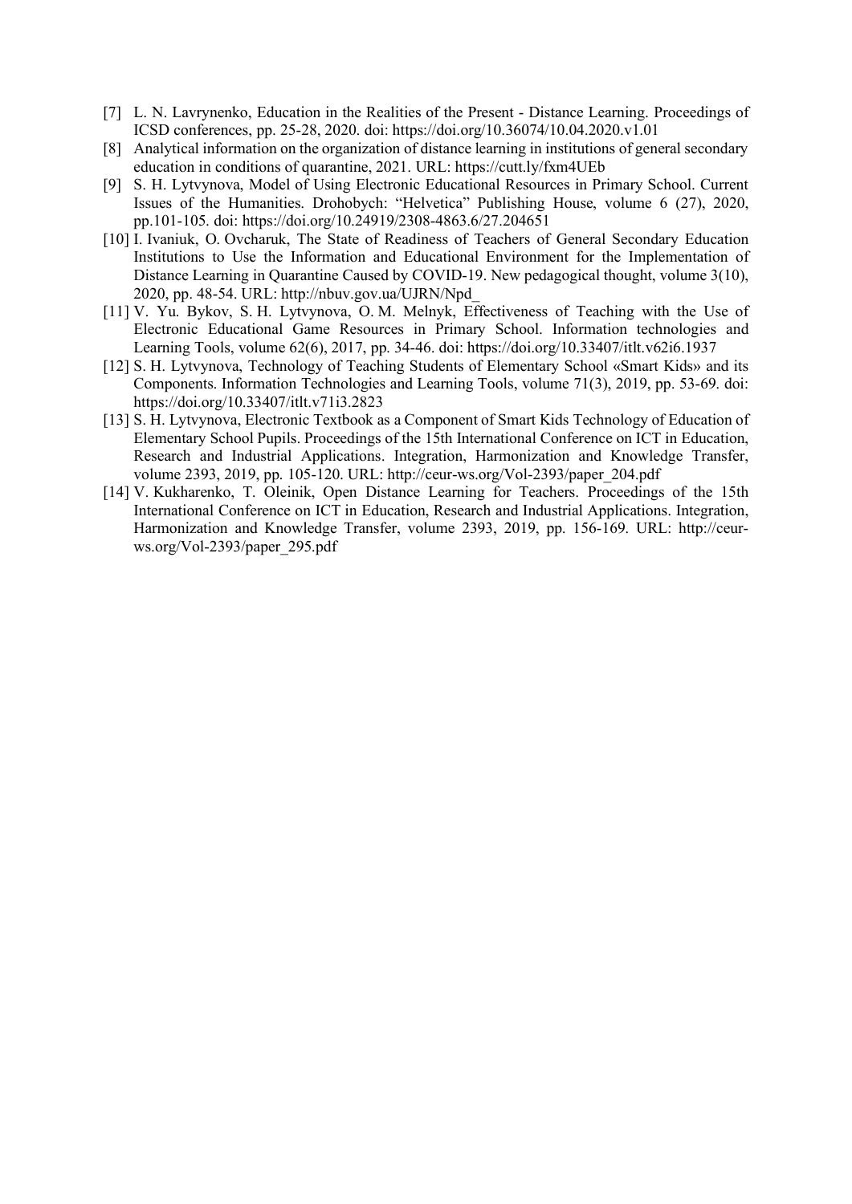[7] L. N. Lavrynenko, Education in the Realities of the Present - Distance Learning. Proceedings of ICSD conferences, pp. 25-28, 2020. doi: https://doi.org/10.36074/10.04.2020.v1.01

[8] Analytical information on the organization of distance learning in institutions of general secondary education in conditions of quarantine, 2021. URL: https://cutt.ly/fxm4UEb

[9] S. H. Lytvynova, Model of Using Electronic Educational Resources in Primary School. Current Issues of the Humanities. Drohobych: "Helvetica" Publishing House, volume 6 (27), 2020, pp.101-105. doi: https://doi.org/10.24919/2308-4863.6/27.204651

[10] I. Ivaniuk, O. Ovcharuk, The State of Readiness of Teachers of General Secondary Education Institutions to Use the Information and Educational Environment for the Implementation of Distance Learning in Quarantine Caused by COVID-19. New pedagogical thought, volume 3(10), 2020, pp. 48-54. URL: http://nbuv.gov.ua/UJRN/Npd_

[11] V. Yu. Bykov, S. H. Lytvynova, O. M. Melnyk, Effectiveness of Teaching with the Use of Electronic Educational Game Resources in Primary School. Information technologies and Learning Tools, volume 62(6), 2017, pp. 34-46. doi: https://doi.org/10.33407/itlt.v62i6.1937

[12] S. H. Lytvynova, Technology of Teaching Students of Elementary School «Smart Kids» and its Components. Information Technologies and Learning Tools, volume 71(3), 2019, pp. 53-69. doi: https://doi.org/10.33407/itlt.v71i3.2823

[13] S. H. Lytvynova, Electronic Textbook as a Component of Smart Kids Technology of Education of Elementary School Pupils. Proceedings of the 15th International Conference on ICT in Education, Research and Industrial Applications. Integration, Harmonization and Knowledge Transfer, volume 2393, 2019, pp. 105-120. URL: http://ceur-ws.org/Vol-2393/paper_204.pdf

[14] V. Kukharenko, T. Oleinik, Open Distance Learning for Teachers. Proceedings of the 15th International Conference on ICT in Education, Research and Industrial Applications. Integration, Harmonization and Knowledge Transfer, volume 2393, 2019, pp. 156-169. URL: http://ceur-ws.org/Vol-2393/paper_295.pdf